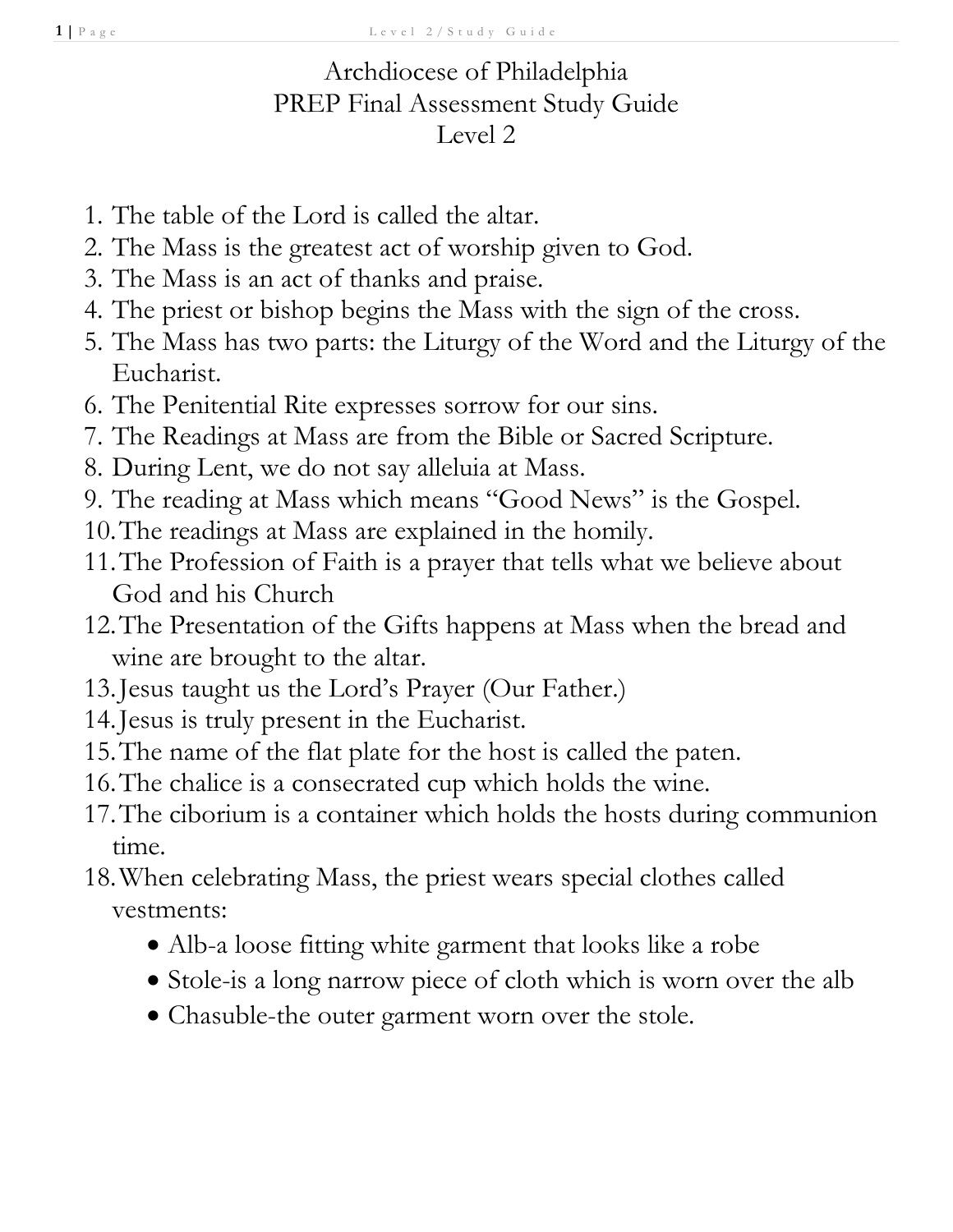# Archdiocese of Philadelphia
# PREP Final Assessment Study Guide
# Level 2

1. The table of the Lord is called the altar.
2. The Mass is the greatest act of worship given to God.
3. The Mass is an act of thanks and praise.
4. The priest or bishop begins the Mass with the sign of the cross.
5. The Mass has two parts: the Liturgy of the Word and the Liturgy of the Eucharist.
6. The Penitential Rite expresses sorrow for our sins.
7. The Readings at Mass are from the Bible or Sacred Scripture.
8. During Lent, we do not say alleluia at Mass.
9. The reading at Mass which means "Good News" is the Gospel.
10. The readings at Mass are explained in the homily.
11. The Profession of Faith is a prayer that tells what we believe about God and his Church
12. The Presentation of the Gifts happens at Mass when the bread and wine are brought to the altar.
13. Jesus taught us the Lord's Prayer (Our Father.)
14. Jesus is truly present in the Eucharist.
15. The name of the flat plate for the host is called the paten.
16. The chalice is a consecrated cup which holds the wine.
17. The ciborium is a container which holds the hosts during communion time.
18. When celebrating Mass, the priest wears special clothes called vestments:
    - Alb-a loose fitting white garment that looks like a robe
    - Stole-is a long narrow piece of cloth which is worn over the alb
    - Chasuble-the outer garment worn over the stole.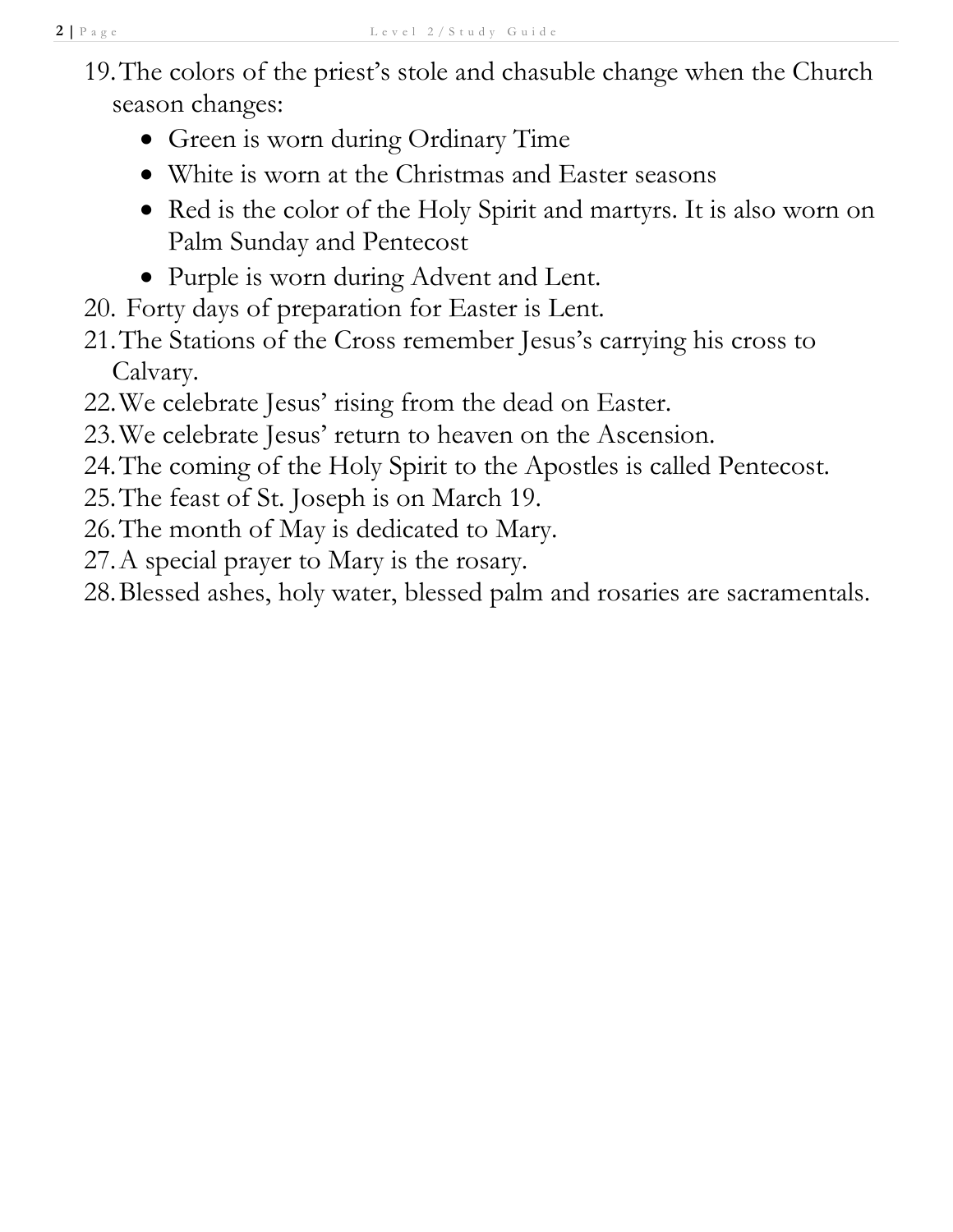19. The colors of the priest's stole and chasuble change when the Church season changes:
    - Green is worn during Ordinary Time
    - White is worn at the Christmas and Easter seasons
    - Red is the color of the Holy Spirit and martyrs. It is also worn on Palm Sunday and Pentecost
    - Purple is worn during Advent and Lent.
20. Forty days of preparation for Easter is Lent.
21. The Stations of the Cross remember Jesus's carrying his cross to Calvary.
22. We celebrate Jesus' rising from the dead on Easter.
23. We celebrate Jesus' return to heaven on the Ascension.
24. The coming of the Holy Spirit to the Apostles is called Pentecost.
25. The feast of St. Joseph is on March 19.
26. The month of May is dedicated to Mary.
27. A special prayer to Mary is the rosary.
28. Blessed ashes, holy water, blessed palm and rosaries are sacramentals.